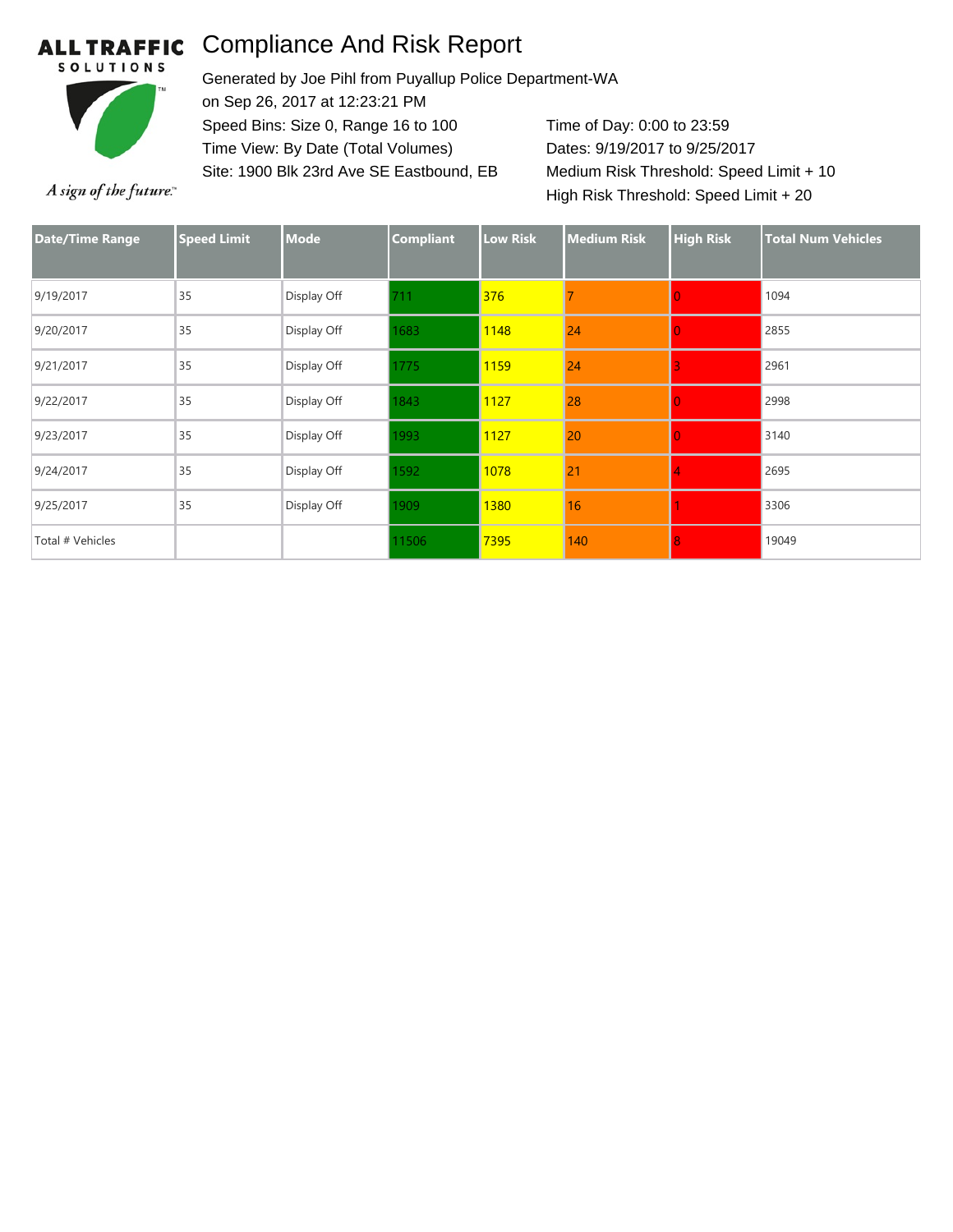ALL TRAFFIC SOLUTIONS

*A sign of the future.*

# Compliance And Risk Report

Generated by Joe Pihl from Puyallup Police Department-WA
on Sep 26, 2017 at 12:23:21 PM
Speed Bins: Size 0, Range 16 to 100
Time View: By Date (Total Volumes)
Site: 1900 Blk 23rd Ave SE Eastbound, EB

Time of Day: 0:00 to 23:59
Dates: 9/19/2017 to 9/25/2017
Medium Risk Threshold: Speed Limit + 10
High Risk Threshold: Speed Limit + 20

| Date/Time Range | Speed Limit | Mode | Compliant | Low Risk | Medium Risk | High Risk | Total Num Vehicles |
|---|---|---|---|---|---|---|---|
| 9/19/2017 | 35 | Display Off | 711 | 376 | 7 | 0 | 1094 |
| 9/20/2017 | 35 | Display Off | 1683 | 1148 | 24 | 0 | 2855 |
| 9/21/2017 | 35 | Display Off | 1775 | 1159 | 24 | 3 | 2961 |
| 9/22/2017 | 35 | Display Off | 1843 | 1127 | 28 | 0 | 2998 |
| 9/23/2017 | 35 | Display Off | 1993 | 1127 | 20 | 0 | 3140 |
| 9/24/2017 | 35 | Display Off | 1592 | 1078 | 21 | 4 | 2695 |
| 9/25/2017 | 35 | Display Off | 1909 | 1380 | 16 | 1 | 3306 |
| Total # Vehicles | | | 11506 | 7395 | 140 | 8 | 19049 |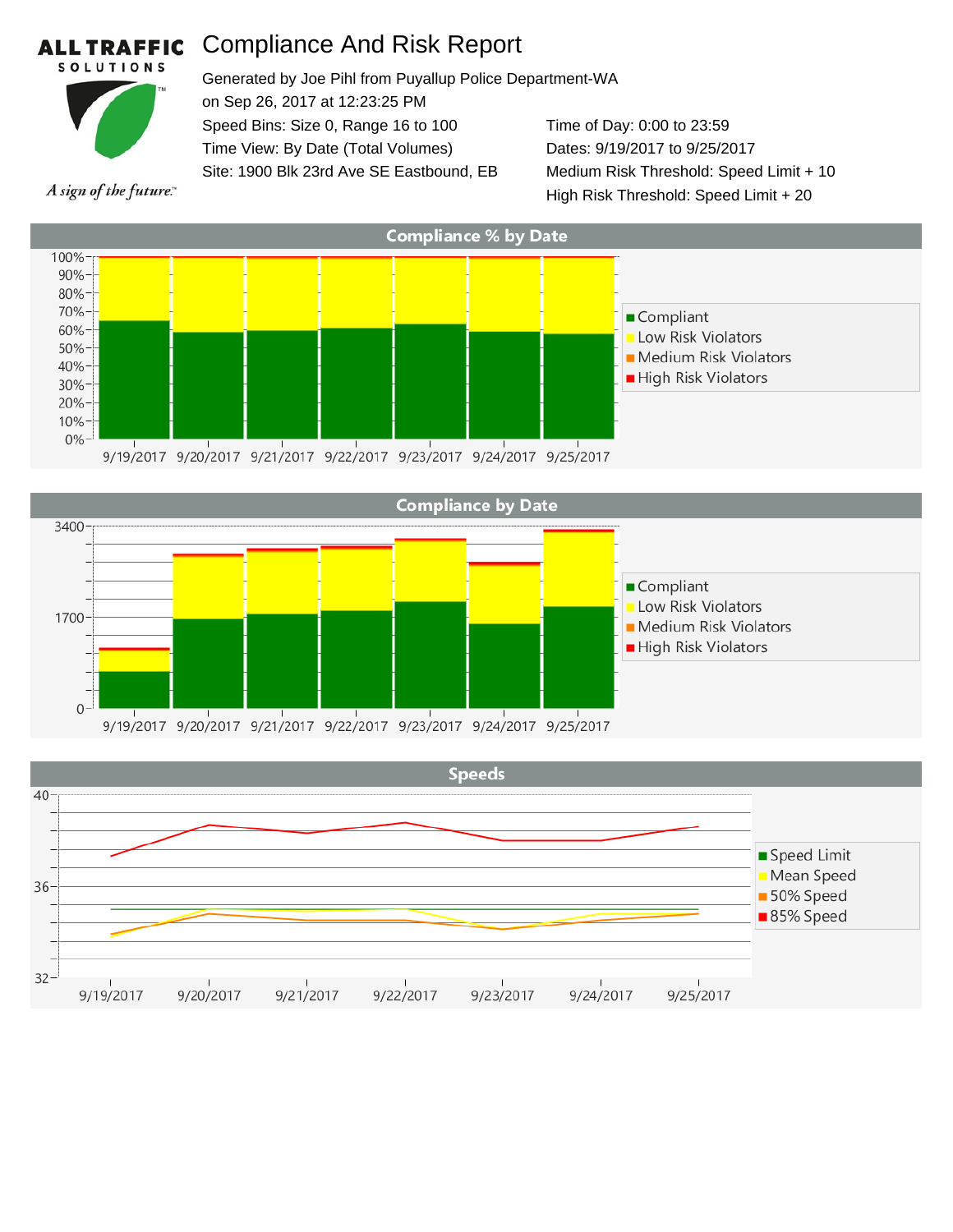ALL TRAFFIC SOLUTIONS

*A sign of the future.*

# Compliance And Risk Report

Generated by Joe Pihl from Puyallup Police Department-WA
on Sep 26, 2017 at 12:23:25 PM
Speed Bins: Size 0, Range 16 to 100
Time View: By Date (Total Volumes)
Site: 1900 Blk 23rd Ave SE Eastbound, EB

Time of Day: 0:00 to 23:59
Dates: 9/19/2017 to 9/25/2017
Medium Risk Threshold: Speed Limit + 10
High Risk Threshold: Speed Limit + 20

## Compliance % by Date

100%
90%
80%
70%
60%
50%
40%
30%
20%
10%
0%

9/19/2017 9/20/2017 9/21/2017 9/22/2017 9/23/2017 9/24/2017 9/25/2017

Compliant
Low Risk Violators
Medium Risk Violators
High Risk Violators

## Compliance by Date

3400
1700
0

9/19/2017 9/20/2017 9/21/2017 9/22/2017 9/23/2017 9/24/2017 9/25/2017

Compliant
Low Risk Violators
Medium Risk Violators
High Risk Violators

## Speeds

40
36
32

9/19/2017 9/20/2017 9/21/2017 9/22/2017 9/23/2017 9/24/2017 9/25/2017

Speed Limit
Mean Speed
50% Speed
85% Speed